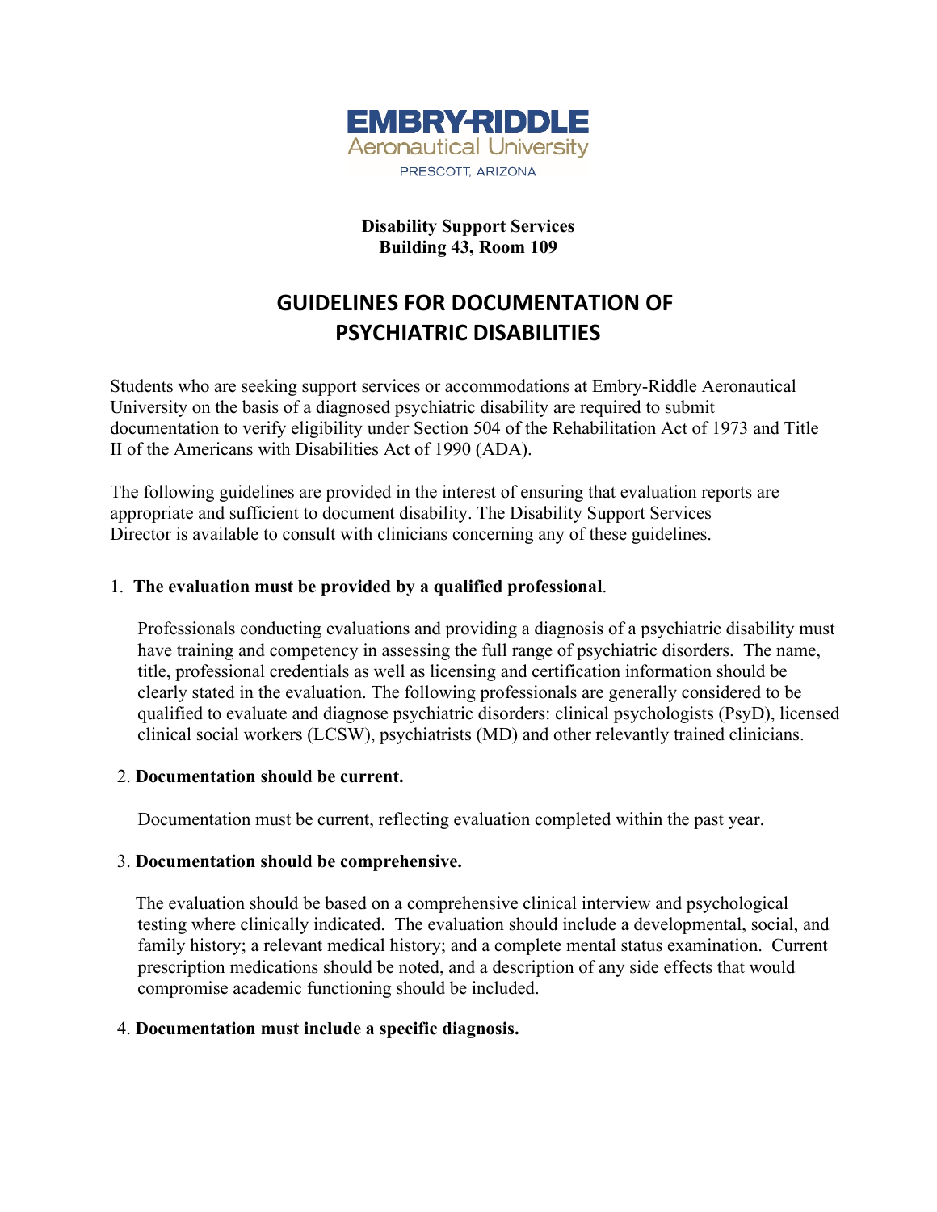**EMBRY-RIDDLE**
Aeronautical University
PRESCOTT, ARIZONA

**Disability Support Services**
**Building 43, Room 109**

# GUIDELINES FOR DOCUMENTATION OF PSYCHIATRIC DISABILITIES

Students who are seeking support services or accommodations at Embry-Riddle Aeronautical University on the basis of a diagnosed psychiatric disability are required to submit documentation to verify eligibility under Section 504 of the Rehabilitation Act of 1973 and Title II of the Americans with Disabilities Act of 1990 (ADA).

The following guidelines are provided in the interest of ensuring that evaluation reports are appropriate and sufficient to document disability. The Disability Support Services Director is available to consult with clinicians concerning any of these guidelines.

1. **The evaluation must be provided by a qualified professional**.

   Professionals conducting evaluations and providing a diagnosis of a psychiatric disability must have training and competency in assessing the full range of psychiatric disorders. The name, title, professional credentials as well as licensing and certification information should be clearly stated in the evaluation. The following professionals are generally considered to be qualified to evaluate and diagnose psychiatric disorders: clinical psychologists (PsyD), licensed clinical social workers (LCSW), psychiatrists (MD) and other relevantly trained clinicians.

2. **Documentation should be current.**

   Documentation must be current, reflecting evaluation completed within the past year.

3. **Documentation should be comprehensive.**

   The evaluation should be based on a comprehensive clinical interview and psychological testing where clinically indicated. The evaluation should include a developmental, social, and family history; a relevant medical history; and a complete mental status examination. Current prescription medications should be noted, and a description of any side effects that would compromise academic functioning should be included.

4. **Documentation must include a specific diagnosis.**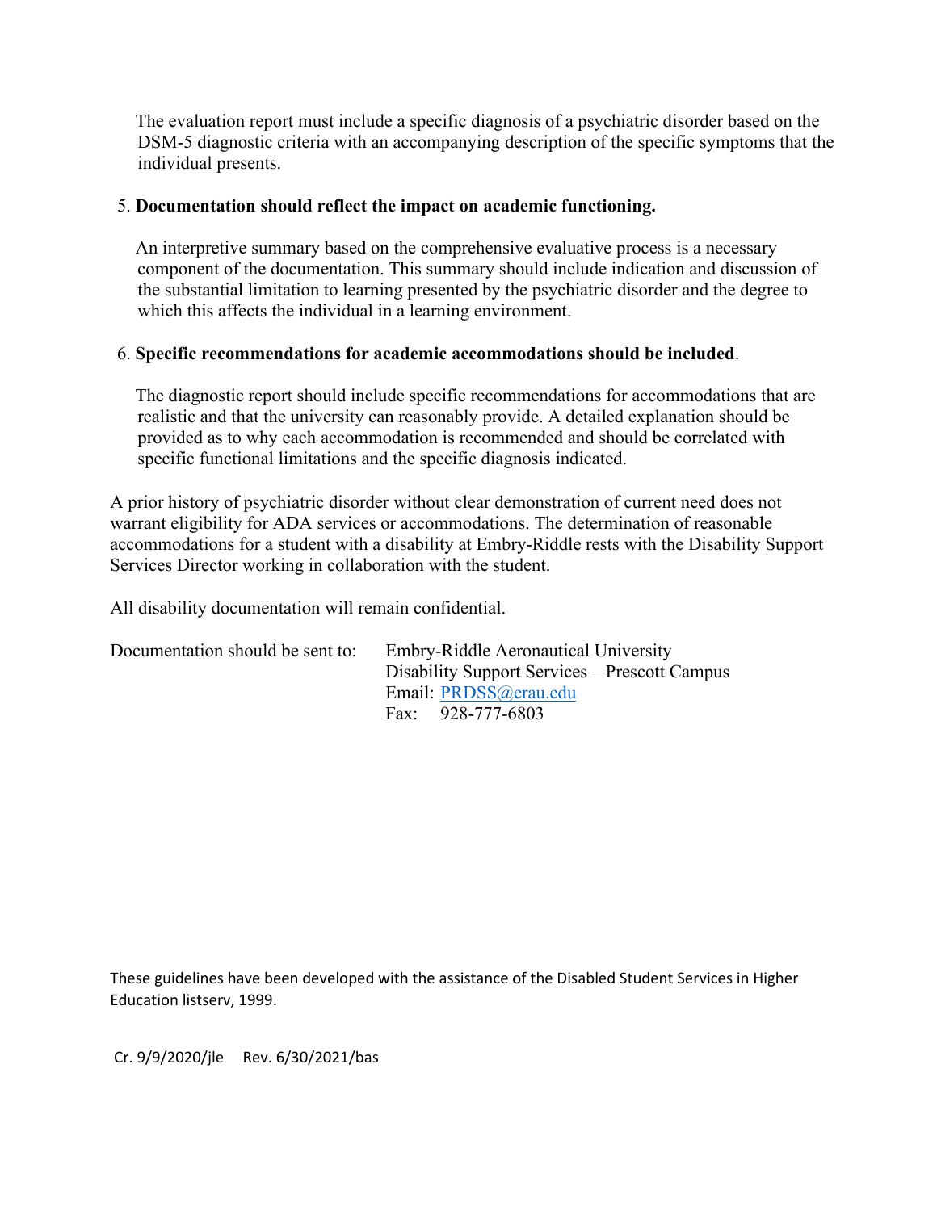The evaluation report must include a specific diagnosis of a psychiatric disorder based on the DSM-5 diagnostic criteria with an accompanying description of the specific symptoms that the individual presents.

5. **Documentation should reflect the impact on academic functioning.**

   An interpretive summary based on the comprehensive evaluative process is a necessary component of the documentation. This summary should include indication and discussion of the substantial limitation to learning presented by the psychiatric disorder and the degree to which this affects the individual in a learning environment.

6. **Specific recommendations for academic accommodations should be included**.

   The diagnostic report should include specific recommendations for accommodations that are realistic and that the university can reasonably provide. A detailed explanation should be provided as to why each accommodation is recommended and should be correlated with specific functional limitations and the specific diagnosis indicated.

A prior history of psychiatric disorder without clear demonstration of current need does not warrant eligibility for ADA services or accommodations. The determination of reasonable accommodations for a student with a disability at Embry-Riddle rests with the Disability Support Services Director working in collaboration with the student.

All disability documentation will remain confidential.

Documentation should be sent to:

Embry-Riddle Aeronautical University
Disability Support Services – Prescott Campus
Email: PRDSS@erau.edu
Fax: 928-777-6803

These guidelines have been developed with the assistance of the Disabled Student Services in Higher Education listserv, 1999.

Cr. 9/9/2020/jle Rev. 6/30/2021/bas